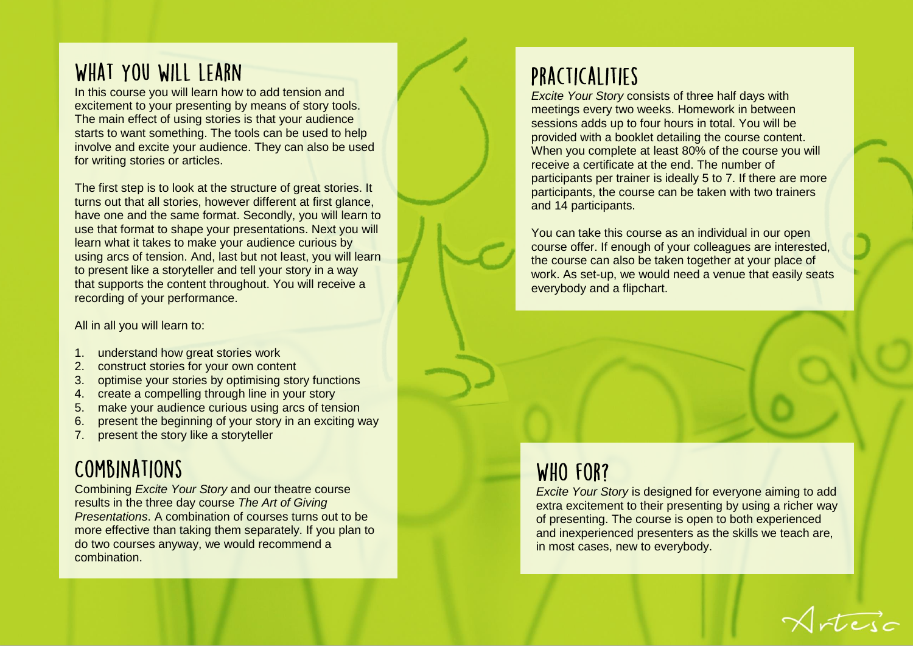## WHAT YOU WILL LEARN

In this course you will learn how to add tension and excitement to your presenting by means of story tools. The main effect of using stories is that your audience starts to want something. The tools can be used to help involve and excite your audience. They can also be used for writing stories or articles.

The first step is to look at the structure of great stories. It turns out that all stories, however different at first glance, have one and the same format. Secondly, you will learn to use that format to shape your presentations. Next you will learn what it takes to make your audience curious by using arcs of tension. And, last but not least, you will learn to present like a storyteller and tell your story in a way that supports the content throughout. You will receive a recording of your performance.

All in all you will learn to:

1. understand how great stories work
2. construct stories for your own content
3. optimise your stories by optimising story functions
4. create a compelling through line in your story
5. make your audience curious using arcs of tension
6. present the beginning of your story in an exciting way
7. present the story like a storyteller

## COMBINATIONS

Combining *Excite Your Story* and our theatre course results in the three day course *The Art of Giving Presentations*. A combination of courses turns out to be more effective than taking them separately. If you plan to do two courses anyway, we would recommend a combination.

## PRACTICALITIES

*Excite Your Story* consists of three half days with meetings every two weeks. Homework in between sessions adds up to four hours in total. You will be provided with a booklet detailing the course content. When you complete at least 80% of the course you will receive a certificate at the end. The number of participants per trainer is ideally 5 to 7. If there are more participants, the course can be taken with two trainers and 14 participants.

You can take this course as an individual in our open course offer. If enough of your colleagues are interested, the course can also be taken together at your place of work. As set-up, we would need a venue that easily seats everybody and a flipchart.

## WHO FOR?

*Excite Your Story* is designed for everyone aiming to add extra excitement to their presenting by using a richer way of presenting. The course is open to both experienced and inexperienced presenters as the skills we teach are, in most cases, new to everybody.

Artesc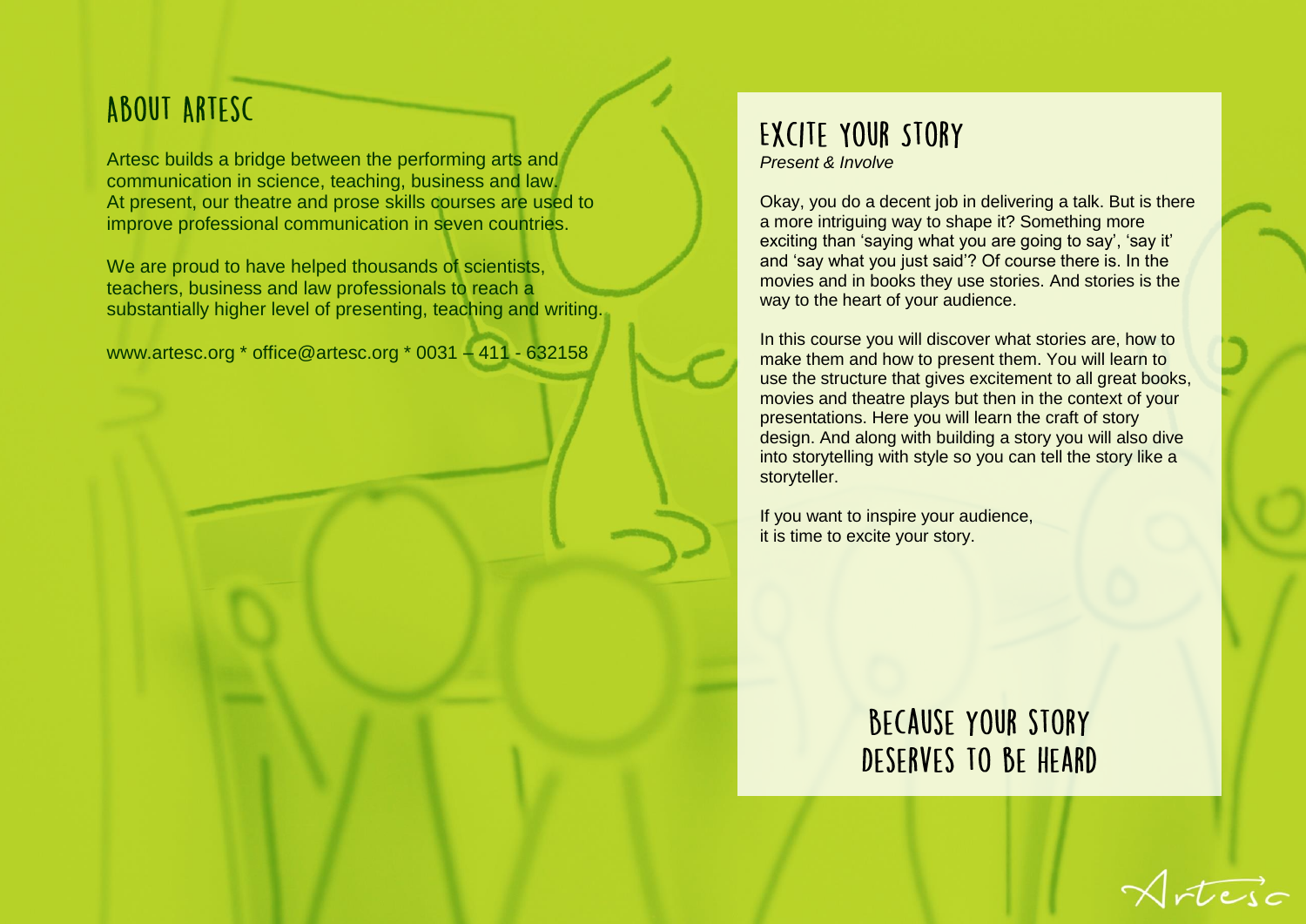## ABOUT ARTESC

Artesc builds a bridge between the performing arts and communication in science, teaching, business and law. At present, our theatre and prose skills courses are used to improve professional communication in seven countries.

We are proud to have helped thousands of scientists, teachers, business and law professionals to reach a substantially higher level of presenting, teaching and writing.

www.artesc.org * office@artesc.org * 0031 – 411 - 632158

## EXCITE YOUR STORY

*Present & Involve*

Okay, you do a decent job in delivering a talk. But is there a more intriguing way to shape it? Something more exciting than 'saying what you are going to say', 'say it' and 'say what you just said'? Of course there is. In the movies and in books they use stories. And stories is the way to the heart of your audience.

In this course you will discover what stories are, how to make them and how to present them. You will learn to use the structure that gives excitement to all great books, movies and theatre plays but then in the context of your presentations. Here you will learn the craft of story design. And along with building a story you will also dive into storytelling with style so you can tell the story like a storyteller.

If you want to inspire your audience,
it is time to excite your story.

**BECAUSE YOUR STORY DESERVES TO BE HEARD**

Artesc